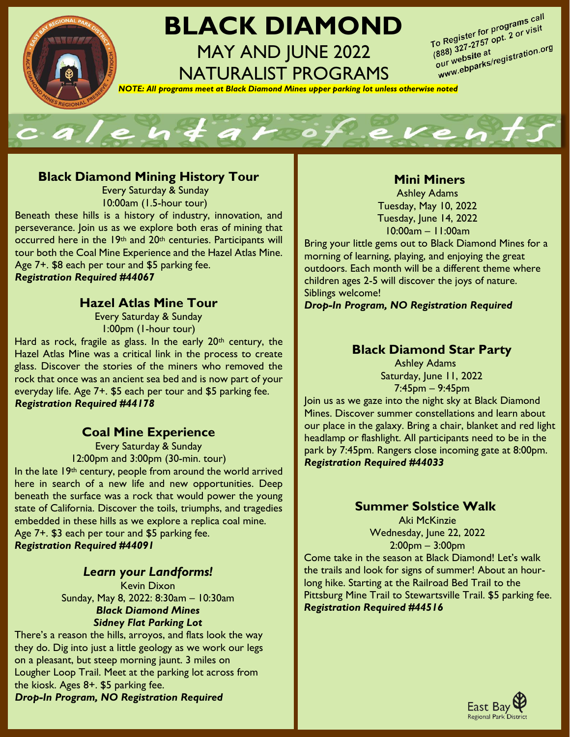# BLACK DIAMOND

## MAY AND JUNE 2022 NATURALIST PROGRAMS

To Register for programs call (888) 327-2757 opt. 2 or visit our website at www.ebparks/registration.org

***NOTE: All programs meet at Black Diamond Mines upper parking lot unless otherwise noted***

calendar of events

### Black Diamond Mining History Tour

Every Saturday & Sunday
10:00am (1.5-hour tour)

Beneath these hills is a history of industry, innovation, and perseverance. Join us as we explore both eras of mining that occurred here in the 19th and 20th centuries. Participants will tour both the Coal Mine Experience and the Hazel Atlas Mine. Age 7+. $8 each per tour and $5 parking fee.
***Registration Required #44067***

### Hazel Atlas Mine Tour

Every Saturday & Sunday
1:00pm (1-hour tour)

Hard as rock, fragile as glass. In the early 20th century, the Hazel Atlas Mine was a critical link in the process to create glass. Discover the stories of the miners who removed the rock that once was an ancient sea bed and is now part of your everyday life. Age 7+. $5 each per tour and $5 parking fee.
***Registration Required #44178***

### Coal Mine Experience

Every Saturday & Sunday
12:00pm and 3:00pm (30-min. tour)

In the late 19th century, people from around the world arrived here in search of a new life and new opportunities. Deep beneath the surface was a rock that would power the young state of California. Discover the toils, triumphs, and tragedies embedded in these hills as we explore a replica coal mine. Age 7+. $3 each per tour and $5 parking fee.
***Registration Required #44091***

### *Learn your Landforms!*

Kevin Dixon
Sunday, May 8, 2022: 8:30am – 10:30am
***Black Diamond Mines***
***Sidney Flat Parking Lot***

There's a reason the hills, arroyos, and flats look the way they do. Dig into just a little geology as we work our legs on a pleasant, but steep morning jaunt. 3 miles on Lougher Loop Trail. Meet at the parking lot across from the kiosk. Ages 8+. $5 parking fee.
***Drop-In Program, NO Registration Required***

### Mini Miners

Ashley Adams
Tuesday, May 10, 2022
Tuesday, June 14, 2022
10:00am – 11:00am

Bring your little gems out to Black Diamond Mines for a morning of learning, playing, and enjoying the great outdoors. Each month will be a different theme where children ages 2-5 will discover the joys of nature. Siblings welcome!
***Drop-In Program, NO Registration Required***

### Black Diamond Star Party

Ashley Adams
Saturday, June 11, 2022
7:45pm – 9:45pm

Join us as we gaze into the night sky at Black Diamond Mines. Discover summer constellations and learn about our place in the galaxy. Bring a chair, blanket and red light headlamp or flashlight. All participants need to be in the park by 7:45pm. Rangers close incoming gate at 8:00pm.
***Registration Required #44033***

### Summer Solstice Walk

Aki McKinzie
Wednesday, June 22, 2022
2:00pm – 3:00pm

Come take in the season at Black Diamond! Let's walk the trails and look for signs of summer! About an hour-long hike. Starting at the Railroad Bed Trail to the Pittsburg Mine Trail to Stewartsville Trail. $5 parking fee.
***Registration Required #44516***

East Bay Regional Park District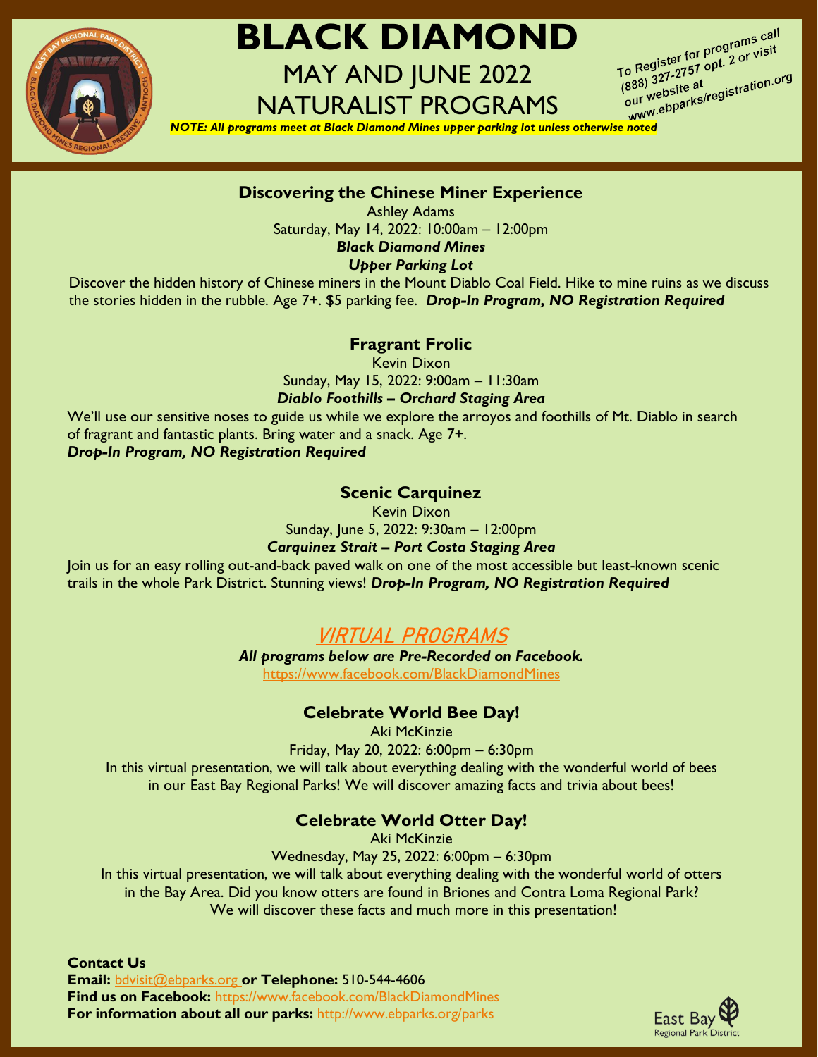# BLACK DIAMOND

## MAY AND JUNE 2022 NATURALIST PROGRAMS

To Register for programs call (888) 327-2757 opt. 2 or visit our website at www.ebparks/registration.org

***NOTE: All programs meet at Black Diamond Mines upper parking lot unless otherwise noted***

### Discovering the Chinese Miner Experience

Ashley Adams
Saturday, May 14, 2022: 10:00am – 12:00pm
***Black Diamond Mines***
***Upper Parking Lot***

Discover the hidden history of Chinese miners in the Mount Diablo Coal Field. Hike to mine ruins as we discuss the stories hidden in the rubble. Age 7+. $5 parking fee. ***Drop-In Program, NO Registration Required***

### Fragrant Frolic

Kevin Dixon
Sunday, May 15, 2022: 9:00am – 11:30am
***Diablo Foothills – Orchard Staging Area***

We'll use our sensitive noses to guide us while we explore the arroyos and foothills of Mt. Diablo in search of fragrant and fantastic plants. Bring water and a snack. Age 7+.
***Drop-In Program, NO Registration Required***

### Scenic Carquinez

Kevin Dixon
Sunday, June 5, 2022: 9:30am – 12:00pm
***Carquinez Strait – Port Costa Staging Area***

Join us for an easy rolling out-and-back paved walk on one of the most accessible but least-known scenic trails in the whole Park District. Stunning views! ***Drop-In Program, NO Registration Required***

## VIRTUAL PROGRAMS

***All programs below are Pre-Recorded on Facebook.***
https://www.facebook.com/BlackDiamondMines

### Celebrate World Bee Day!

Aki McKinzie
Friday, May 20, 2022: 6:00pm – 6:30pm

In this virtual presentation, we will talk about everything dealing with the wonderful world of bees in our East Bay Regional Parks! We will discover amazing facts and trivia about bees!

### Celebrate World Otter Day!

Aki McKinzie
Wednesday, May 25, 2022: 6:00pm – 6:30pm

In this virtual presentation, we will talk about everything dealing with the wonderful world of otters in the Bay Area. Did you know otters are found in Briones and Contra Loma Regional Park? We will discover these facts and much more in this presentation!

**Contact Us**
**Email:** bdvisit@ebparks.org **or Telephone:** 510-544-4606
**Find us on Facebook:** https://www.facebook.com/BlackDiamondMines
**For information about all our parks:** http://www.ebparks.org/parks

East Bay Regional Park District